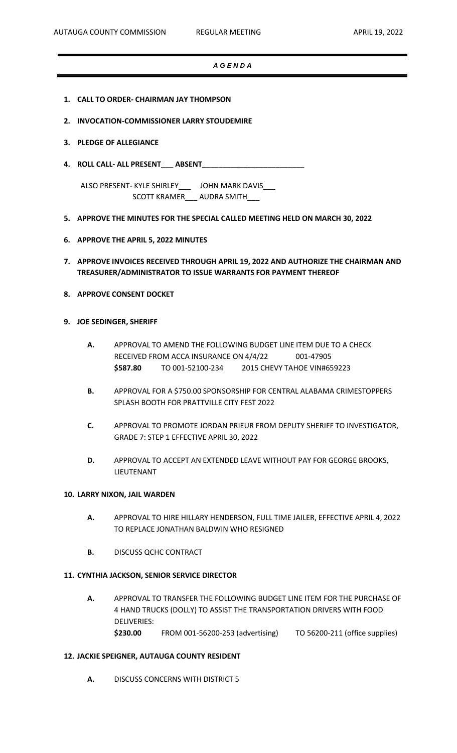AUTAUGA COUNTY COMMISSION REGULAR MEETING APRIL 19, 2022

# *A G E N D A*

1. **CALL TO ORDER- CHAIRMAN JAY THOMPSON**

2. **INVOCATION-COMMISSIONER LARRY STOUDEMIRE**

3. **PLEDGE OF ALLEGIANCE**

4. **ROLL CALL- ALL PRESENT___ ABSENT_________________________**

   ALSO PRESENT- KYLE SHIRLEY___ JOHN MARK DAVIS___
   SCOTT KRAMER___ AUDRA SMITH___

5. **APPROVE THE MINUTES FOR THE SPECIAL CALLED MEETING HELD ON MARCH 30, 2022**

6. **APPROVE THE APRIL 5, 2022 MINUTES**

7. **APPROVE INVOICES RECEIVED THROUGH APRIL 19, 2022 AND AUTHORIZE THE CHAIRMAN AND TREASURER/ADMINISTRATOR TO ISSUE WARRANTS FOR PAYMENT THEREOF**

8. **APPROVE CONSENT DOCKET**

9. **JOE SEDINGER, SHERIFF**

   **A.** APPROVAL TO AMEND THE FOLLOWING BUDGET LINE ITEM DUE TO A CHECK RECEIVED FROM ACCA INSURANCE ON 4/4/22 001-47905 **$587.80** TO 001-52100-234 2015 CHEVY TAHOE VIN#659223

   **B.** APPROVAL FOR A $750.00 SPONSORSHIP FOR CENTRAL ALABAMA CRIMESTOPPERS SPLASH BOOTH FOR PRATTVILLE CITY FEST 2022

   **C.** APPROVAL TO PROMOTE JORDAN PRIEUR FROM DEPUTY SHERIFF TO INVESTIGATOR, GRADE 7: STEP 1 EFFECTIVE APRIL 30, 2022

   **D.** APPROVAL TO ACCEPT AN EXTENDED LEAVE WITHOUT PAY FOR GEORGE BROOKS, LIEUTENANT

10. **LARRY NIXON, JAIL WARDEN**

    **A.** APPROVAL TO HIRE HILLARY HENDERSON, FULL TIME JAILER, EFFECTIVE APRIL 4, 2022 TO REPLACE JONATHAN BALDWIN WHO RESIGNED

    **B.** DISCUSS QCHC CONTRACT

11. **CYNTHIA JACKSON, SENIOR SERVICE DIRECTOR**

    **A.** APPROVAL TO TRANSFER THE FOLLOWING BUDGET LINE ITEM FOR THE PURCHASE OF 4 HAND TRUCKS (DOLLY) TO ASSIST THE TRANSPORTATION DRIVERS WITH FOOD DELIVERIES:
    **$230.00** FROM 001-56200-253 (advertising) TO 56200-211 (office supplies)

12. **JACKIE SPEIGNER, AUTAUGA COUNTY RESIDENT**

    **A.** DISCUSS CONCERNS WITH DISTRICT 5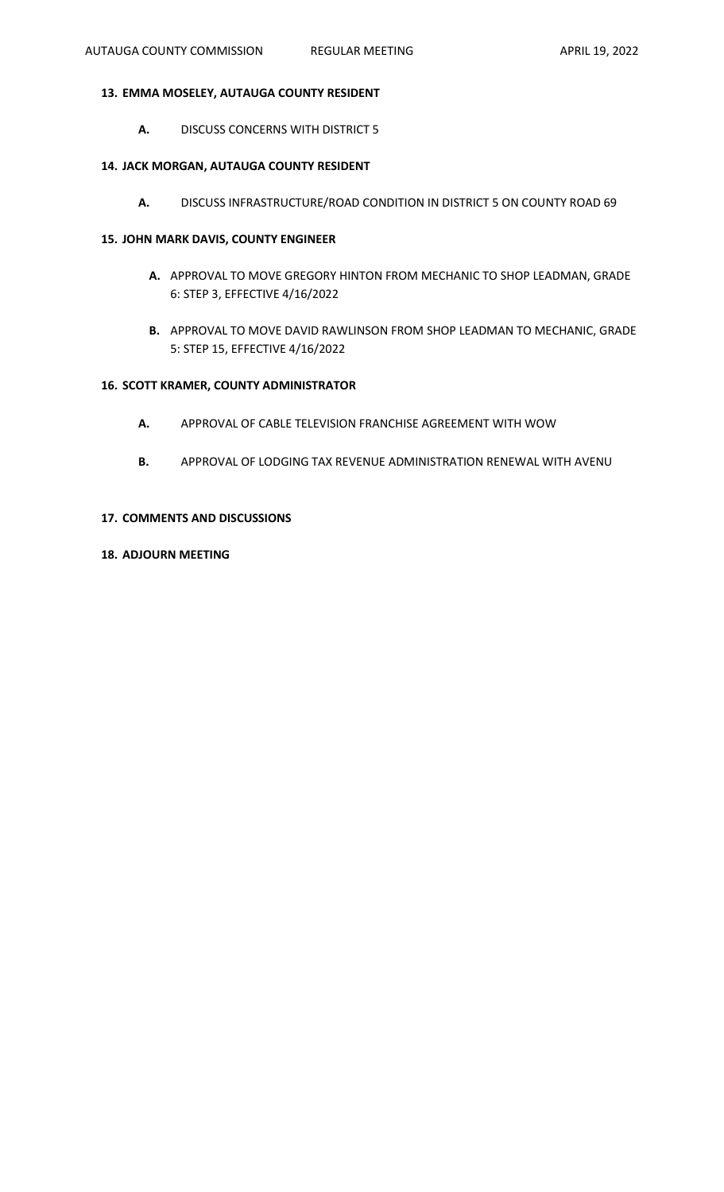**13. EMMA MOSELEY, AUTAUGA COUNTY RESIDENT**

**A.** DISCUSS CONCERNS WITH DISTRICT 5

**14. JACK MORGAN, AUTAUGA COUNTY RESIDENT**

**A.** DISCUSS INFRASTRUCTURE/ROAD CONDITION IN DISTRICT 5 ON COUNTY ROAD 69

**15. JOHN MARK DAVIS, COUNTY ENGINEER**

**A.** APPROVAL TO MOVE GREGORY HINTON FROM MECHANIC TO SHOP LEADMAN, GRADE 6: STEP 3, EFFECTIVE 4/16/2022

**B.** APPROVAL TO MOVE DAVID RAWLINSON FROM SHOP LEADMAN TO MECHANIC, GRADE 5: STEP 15, EFFECTIVE 4/16/2022

**16. SCOTT KRAMER, COUNTY ADMINISTRATOR**

**A.** APPROVAL OF CABLE TELEVISION FRANCHISE AGREEMENT WITH WOW

**B.** APPROVAL OF LODGING TAX REVENUE ADMINISTRATION RENEWAL WITH AVENU

**17. COMMENTS AND DISCUSSIONS**

**18. ADJOURN MEETING**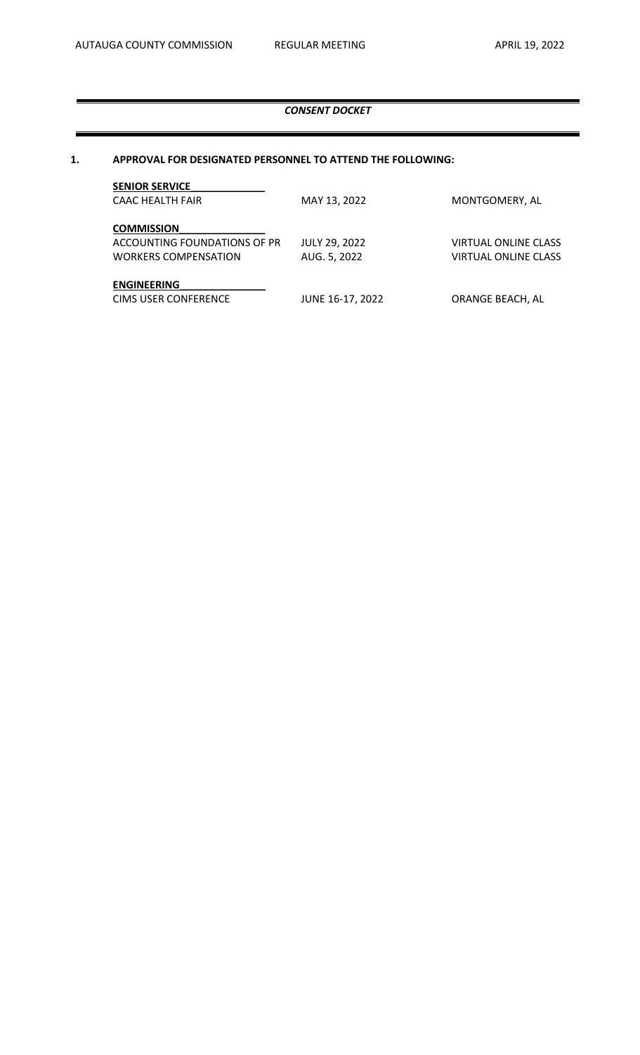## *CONSENT DOCKET*

**1. APPROVAL FOR DESIGNATED PERSONNEL TO ATTEND THE FOLLOWING:**

| | | |
|---|---|---|
| **SENIOR SERVICE** | | |
| CAAC HEALTH FAIR | MAY 13, 2022 | MONTGOMERY, AL |
| **COMMISSION** | | |
| ACCOUNTING FOUNDATIONS OF PR | JULY 29, 2022 | VIRTUAL ONLINE CLASS |
| WORKERS COMPENSATION | AUG. 5, 2022 | VIRTUAL ONLINE CLASS |
| **ENGINEERING** | | |
| CIMS USER CONFERENCE | JUNE 16-17, 2022 | ORANGE BEACH, AL |